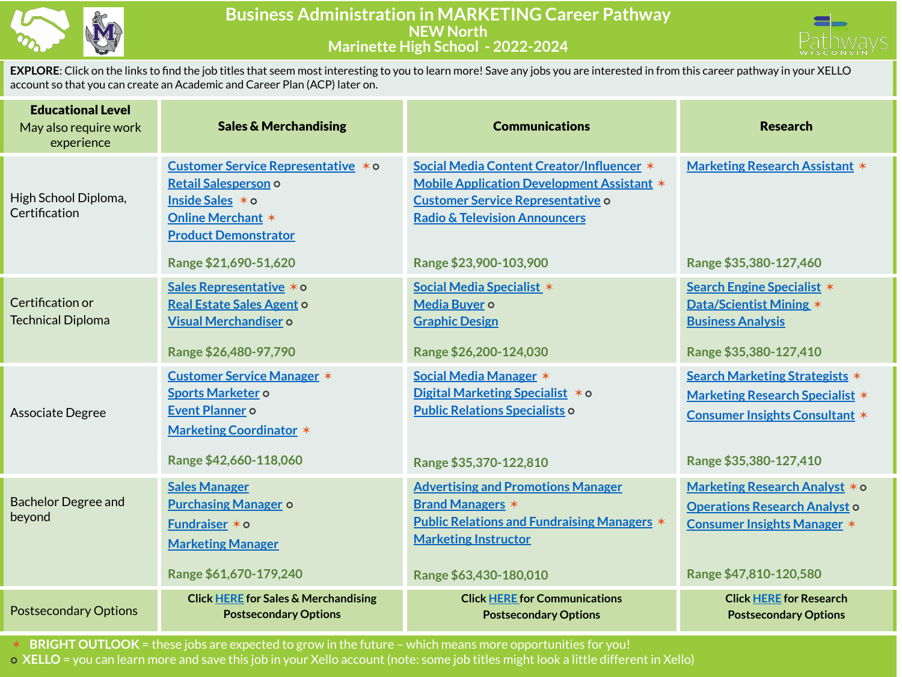# Business Administration in MARKETING Career Pathway

## NEW North

## Marinette High School - 2022-2024

**EXPLORE**: Click on the links to find the job titles that seem most interesting to you to learn more! Save any jobs you are interested in from this career pathway in your XELLO account so that you can create an Academic and Career Plan (ACP) later on.

| **Educational Level** May also require work experience | **Sales & Merchandising** | **Communications** | **Research** |
|---|---|---|---|
| High School Diploma, Certification | Customer Service Representative ✶ ○<br>Retail Salesperson ○<br>Inside Sales ✶ ○<br>Online Merchant ✶<br>Product Demonstrator<br><br>Range $21,690-51,620 | Social Media Content Creator/Influencer ✶<br>Mobile Application Development Assistant ✶<br>Customer Service Representative ○<br>Radio & Television Announcers<br><br>Range $23,900-103,900 | Marketing Research Assistant ✶<br><br>Range $35,380-127,460 |
| Certification or Technical Diploma | Sales Representative ✶ ○<br>Real Estate Sales Agent ○<br>Visual Merchandiser ○<br><br>Range $26,480-97,790 | Social Media Specialist ✶<br>Media Buyer ○<br>Graphic Design<br><br>Range $26,200-124,030 | Search Engine Specialist ✶<br>Data/Scientist Mining ✶<br>Business Analysis<br><br>Range $35,380-127,410 |
| Associate Degree | Customer Service Manager ✶<br>Sports Marketer ○<br>Event Planner ○<br>Marketing Coordinator ✶<br><br>Range $42,660-118,060 | Social Media Manager ✶<br>Digital Marketing Specialist ✶ ○<br>Public Relations Specialists ○<br><br>Range $35,370-122,810 | Search Marketing Strategists ✶<br>Marketing Research Specialist ✶<br>Consumer Insights Consultant ✶<br><br>Range $35,380-127,410 |
| Bachelor Degree and beyond | Sales Manager<br>Purchasing Manager ○<br>Fundraiser ✶ ○<br>Marketing Manager<br><br>Range $61,670-179,240 | Advertising and Promotions Manager<br>Brand Managers ✶<br>Public Relations and Fundraising Managers ✶<br>Marketing Instructor<br><br>Range $63,430-180,010 | Marketing Research Analyst ✶ ○<br>Operations Research Analyst ○<br>Consumer Insights Manager ✶<br><br>Range $47,810-120,580 |
| Postsecondary Options | Click HERE for Sales & Merchandising Postsecondary Options | Click HERE for Communications Postsecondary Options | Click HERE for Research Postsecondary Options |

✶ **BRIGHT OUTLOOK** = these jobs are expected to grow in the future – which means more opportunities for you!

○ **XELLO** = you can learn more and save this job in your Xello account (note: some job titles might look a little different in Xello)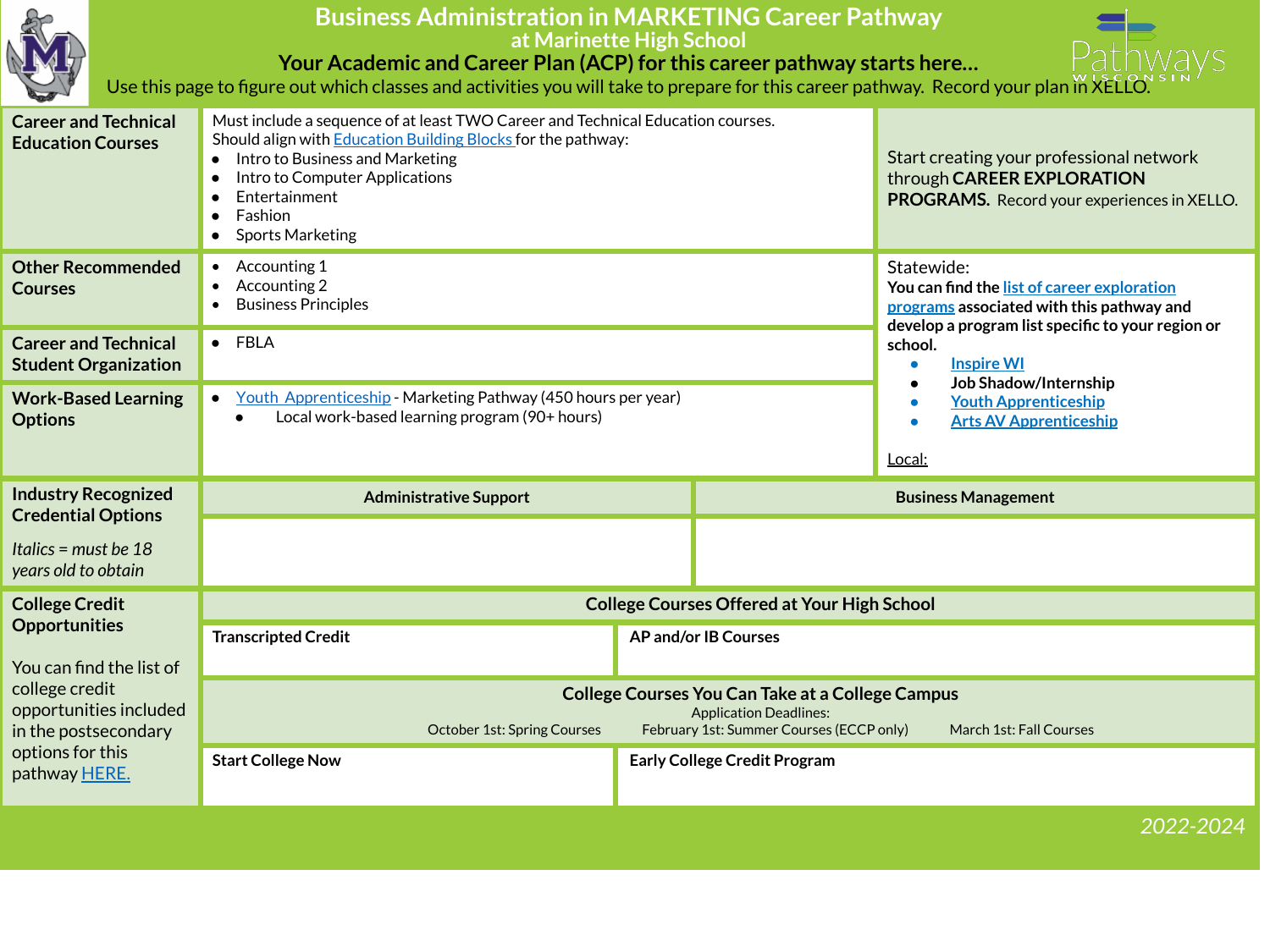# Business Administration in MARKETING Career Pathway

## at Marinette High School

### Your Academic and Career Plan (ACP) for this career pathway starts here...

Use this page to figure out which classes and activities you will take to prepare for this career pathway. Record your plan in XELLO.

| | | |
|---|---|---|
| **Career and Technical Education Courses** | Must include a sequence of at least TWO Career and Technical Education courses. Should align with Education Building Blocks for the pathway:<br>• Intro to Business and Marketing<br>• Intro to Computer Applications<br>• Entertainment<br>• Fashion<br>• Sports Marketing | Start creating your professional network through **CAREER EXPLORATION PROGRAMS.** Record your experiences in XELLO. |
| **Other Recommended Courses** | • Accounting 1<br>• Accounting 2<br>• Business Principles | Statewide:<br>**You can find the list of career exploration programs associated with this pathway and develop a program list specific to your region or school.**<br>• **Inspire WI**<br>• **Job Shadow/Internship**<br>• **Youth Apprenticeship**<br>• **Arts AV Apprenticeship**<br><br>Local: |
| **Career and Technical Student Organization** | • FBLA | |
| **Work-Based Learning Options** | • Youth Apprenticeship - Marketing Pathway (450 hours per year)<br>  • Local work-based learning program (90+ hours) | |

| **Industry Recognized Credential Options**<br>*Italics = must be 18 years old to obtain* | **Administrative Support** | **Business Management** |
|---|---|---|
| | | |

| **College Credit Opportunities**<br>You can find the list of college credit opportunities included in the postsecondary options for this pathway HERE. | | |
|---|---|---|
| | **College Courses Offered at Your High School** | |
| | **Transcripted Credit** | **AP and/or IB Courses** |
| | **College Courses You Can Take at a College Campus**<br>Application Deadlines:<br>October 1st: Spring Courses February 1st: Summer Courses (ECCP only) March 1st: Fall Courses | |
| | **Start College Now** | **Early College Credit Program** |

*2022-2024*